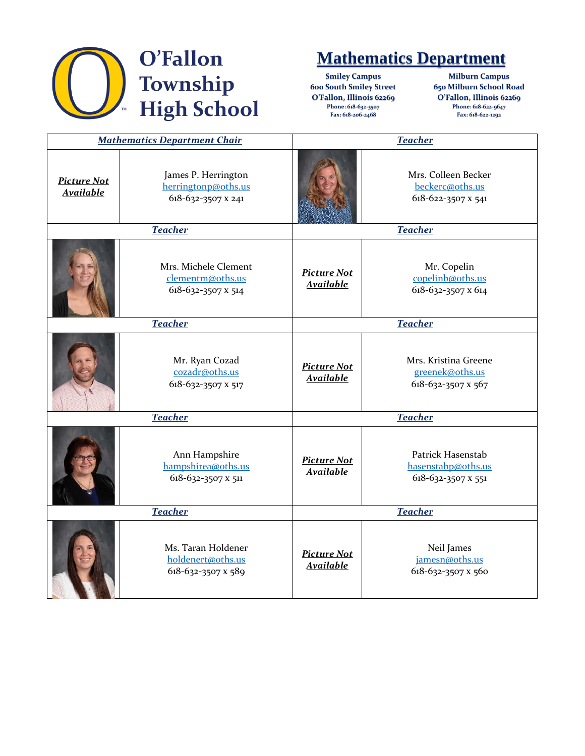# O'Fallon Township High School

## Mathematics Department

**Smiley Campus**
**600 South Smiley Street**
**O'Fallon, Illinois 62269**
**Phone: 618-632-3507**
**Fax: 618-206-2468**

**Milburn Campus**
**650 Milburn School Road**
**O'Fallon, Illinois 62269**
**Phone: 618-622-9647**
**Fax: 618-622-1292**

| ***Mathematics Department Chair*** | | ***Teacher*** | |
|---|---|---|---|
| ***Picture Not Available*** | James P. Herrington<br>herringtonp@oths.us<br>618-632-3507 x 241 | | Mrs. Colleen Becker<br>beckerc@oths.us<br>618-622-3507 x 541 |
| ***Teacher*** | | ***Teacher*** | |
| | Mrs. Michele Clement<br>clementm@oths.us<br>618-632-3507 x 514 | ***Picture Not Available*** | Mr. Copelin<br>copelinb@oths.us<br>618-632-3507 x 614 |
| ***Teacher*** | | ***Teacher*** | |
| | Mr. Ryan Cozad<br>cozadr@oths.us<br>618-632-3507 x 517 | ***Picture Not Available*** | Mrs. Kristina Greene<br>greenek@oths.us<br>618-632-3507 x 567 |
| ***Teacher*** | | ***Teacher*** | |
| | Ann Hampshire<br>hampshirea@oths.us<br>618-632-3507 x 511 | ***Picture Not Available*** | Patrick Hasenstab<br>hasenstabp@oths.us<br>618-632-3507 x 551 |
| ***Teacher*** | | ***Teacher*** | |
| | Ms. Taran Holdener<br>holdenert@oths.us<br>618-632-3507 x 589 | ***Picture Not Available*** | Neil James<br>jamesn@oths.us<br>618-632-3507 x 560 |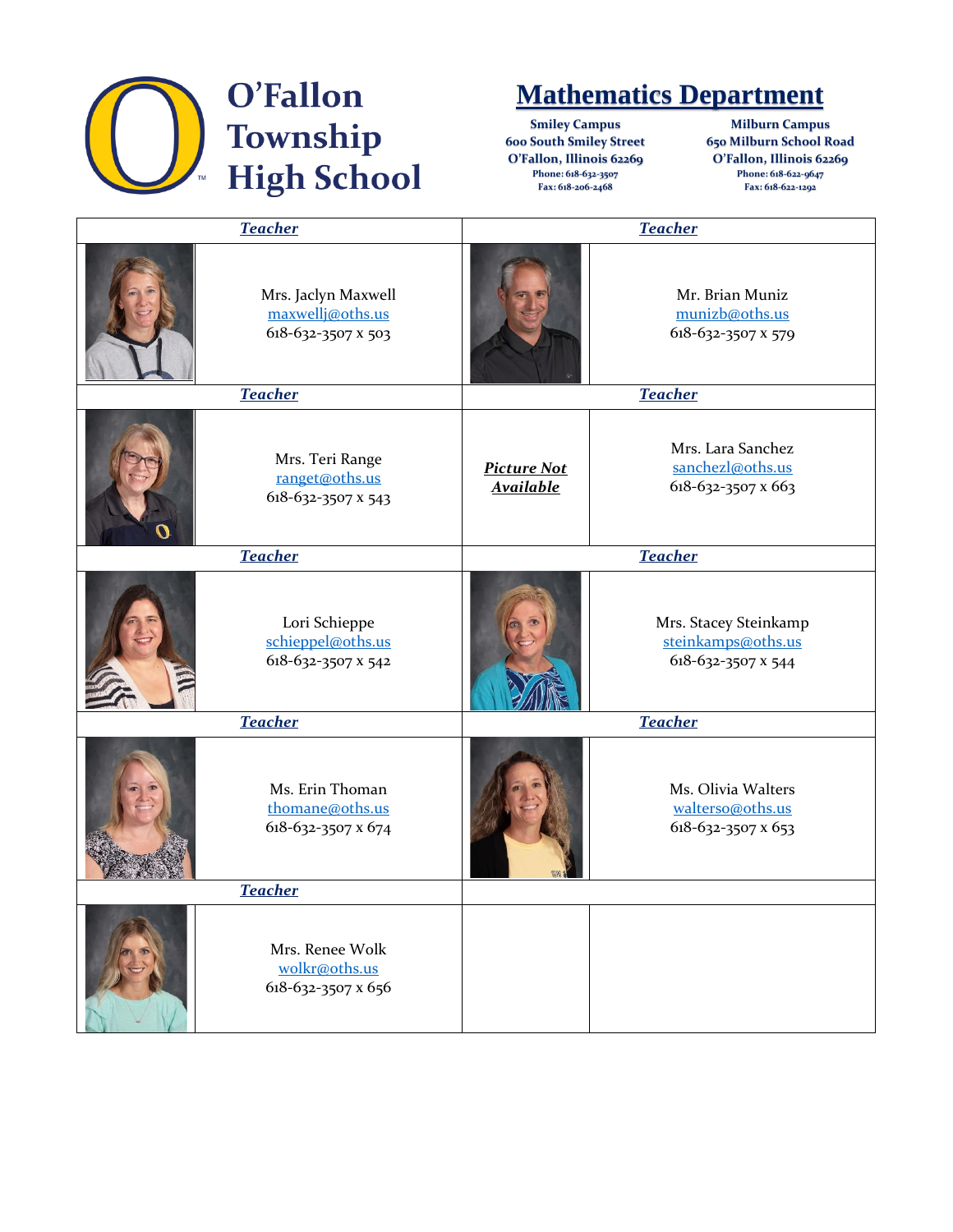# O'Fallon Township High School

# Mathematics Department

**Smiley Campus**
**600 South Smiley Street**
**O'Fallon, Illinois 62269**
**Phone: 618-632-3507**
**Fax: 618-206-2468**

**Milburn Campus**
**650 Milburn School Road**
**O'Fallon, Illinois 62269**
**Phone: 618-622-9647**
**Fax: 618-622-1292**

| ***Teacher*** | | ***Teacher*** | |
|---|---|---|---|
| | Mrs. Jaclyn Maxwell<br>maxwellj@oths.us<br>618-632-3507 x 503 | | Mr. Brian Muniz<br>munizb@oths.us<br>618-632-3507 x 579 |
| ***Teacher*** | | ***Teacher*** | |
| | Mrs. Teri Range<br>ranget@oths.us<br>618-632-3507 x 543 | ***Picture Not Available*** | Mrs. Lara Sanchez<br>sanchezl@oths.us<br>618-632-3507 x 663 |
| ***Teacher*** | | ***Teacher*** | |
| | Lori Schieppe<br>schieppel@oths.us<br>618-632-3507 x 542 | | Mrs. Stacey Steinkamp<br>steinkamps@oths.us<br>618-632-3507 x 544 |
| ***Teacher*** | | ***Teacher*** | |
| | Ms. Erin Thoman<br>thomane@oths.us<br>618-632-3507 x 674 | | Ms. Olivia Walters<br>walterso@oths.us<br>618-632-3507 x 653 |
| ***Teacher*** | | | |
| | Mrs. Renee Wolk<br>wolkr@oths.us<br>618-632-3507 x 656 | | |